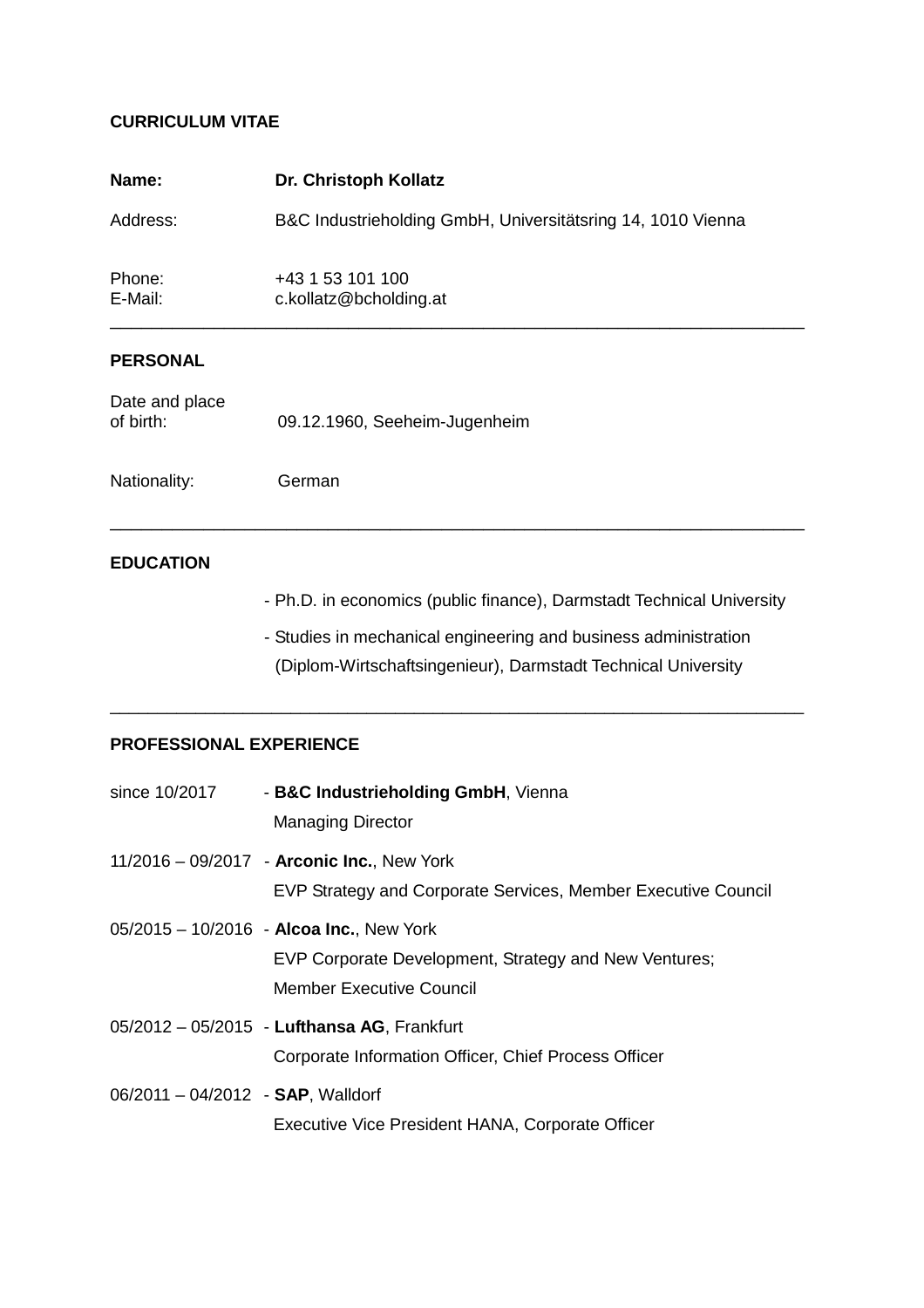**CURRICULUM VITAE**

| | |
|---|---|
| **Name:** | **Dr. Christoph Kollatz** |
| Address: | B&C Industrieholding GmbH, Universitätsring 14, 1010 Vienna |
| Phone: | +43 1 53 101 100 |
| E-Mail: | c.kollatz@bcholding.at |

---

## PERSONAL

| | |
|---|---|
| Date and place of birth: | 09.12.1960, Seeheim-Jugenheim |
| Nationality: | German |

---

## EDUCATION

- Ph.D. in economics (public finance), Darmstadt Technical University
- Studies in mechanical engineering and business administration (Diplom-Wirtschaftsingenieur), Darmstadt Technical University

---

## PROFESSIONAL EXPERIENCE

| | |
|---|---|
| since 10/2017 | - **B&C Industrieholding GmbH**, Vienna<br>Managing Director |
| 11/2016 – 09/2017 | - **Arconic Inc.**, New York<br>EVP Strategy and Corporate Services, Member Executive Council |
| 05/2015 – 10/2016 | - **Alcoa Inc.**, New York<br>EVP Corporate Development, Strategy and New Ventures;<br>Member Executive Council |
| 05/2012 – 05/2015 | - **Lufthansa AG**, Frankfurt<br>Corporate Information Officer, Chief Process Officer |
| 06/2011 – 04/2012 | - **SAP**, Walldorf<br>Executive Vice President HANA, Corporate Officer |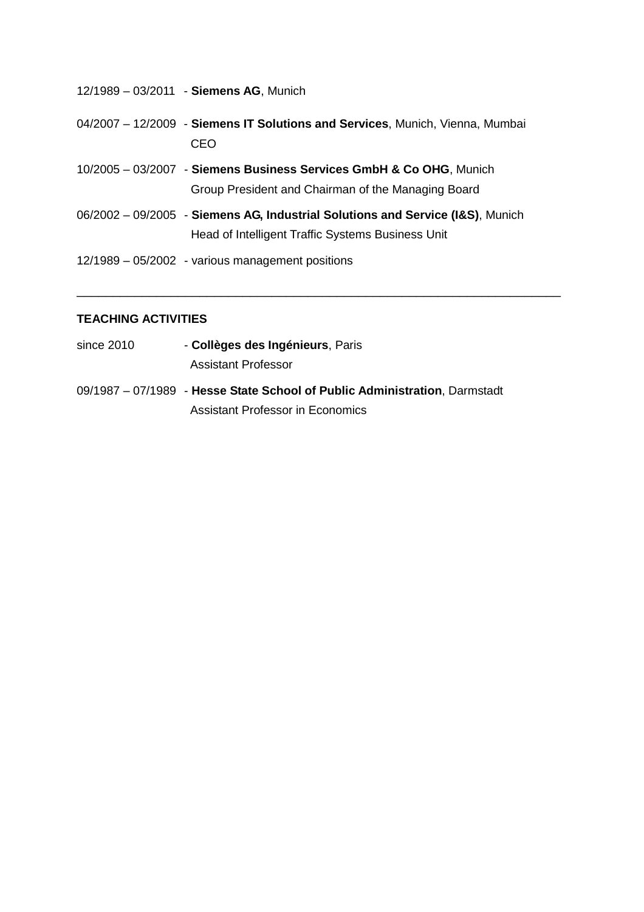12/1989 – 03/2011 - **Siemens AG**, Munich

04/2007 – 12/2009 - **Siemens IT Solutions and Services**, Munich, Vienna, Mumbai
CEO

10/2005 – 03/2007 - **Siemens Business Services GmbH & Co OHG**, Munich
Group President and Chairman of the Managing Board

06/2002 – 09/2005 - **Siemens AG, Industrial Solutions and Service (I&S)**, Munich
Head of Intelligent Traffic Systems Business Unit

12/1989 – 05/2002 - various management positions

---

**TEACHING ACTIVITIES**

since 2010 - **Collèges des Ingénieurs**, Paris
Assistant Professor

09/1987 – 07/1989 - **Hesse State School of Public Administration**, Darmstadt
Assistant Professor in Economics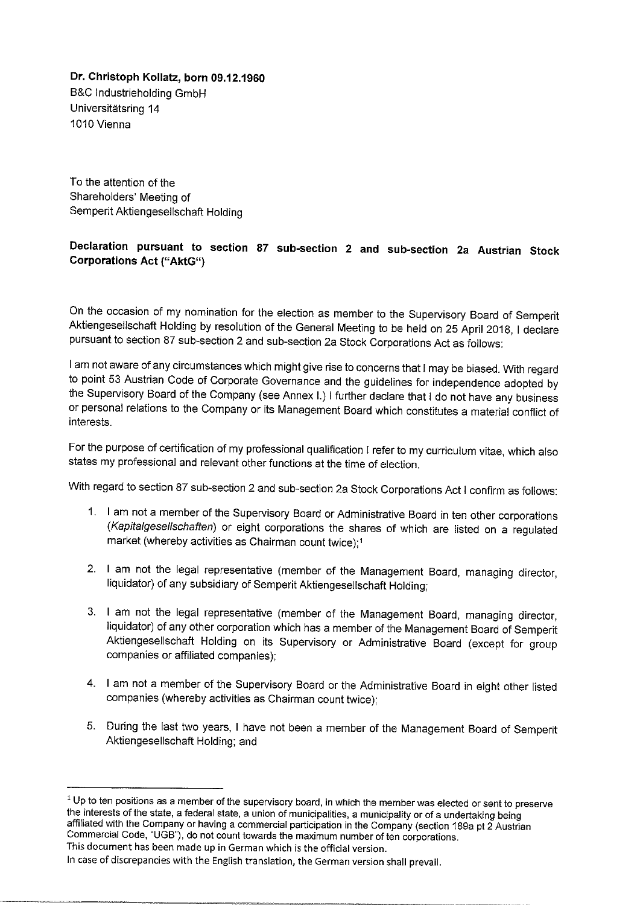**Dr. Christoph Kollatz, born 09.12.1960**
B&C Industrieholding GmbH
Universitätsring 14
1010 Vienna

To the attention of the
Shareholders' Meeting of
Semperit Aktiengesellschaft Holding

**Declaration pursuant to section 87 sub-section 2 and sub-section 2a Austrian Stock Corporations Act ("AktG")**

On the occasion of my nomination for the election as member to the Supervisory Board of Semperit Aktiengesellschaft Holding by resolution of the General Meeting to be held on 25 April 2018, I declare pursuant to section 87 sub-section 2 and sub-section 2a Stock Corporations Act as follows:

I am not aware of any circumstances which might give rise to concerns that I may be biased. With regard to point 53 Austrian Code of Corporate Governance and the guidelines for independence adopted by the Supervisory Board of the Company (see Annex I.) I further declare that I do not have any business or personal relations to the Company or its Management Board which constitutes a material conflict of interests.

For the purpose of certification of my professional qualification I refer to my curriculum vitae, which also states my professional and relevant other functions at the time of election.

With regard to section 87 sub-section 2 and sub-section 2a Stock Corporations Act I confirm as follows:

1. I am not a member of the Supervisory Board or Administrative Board in ten other corporations (*Kapitalgesellschaften*) or eight corporations the shares of which are listed on a regulated market (whereby activities as Chairman count twice);[1]

2. I am not the legal representative (member of the Management Board, managing director, liquidator) of any subsidiary of Semperit Aktiengesellschaft Holding;

3. I am not the legal representative (member of the Management Board, managing director, liquidator) of any other corporation which has a member of the Management Board of Semperit Aktiengesellschaft Holding on its Supervisory or Administrative Board (except for group companies or affiliated companies);

4. I am not a member of the Supervisory Board or the Administrative Board in eight other listed companies (whereby activities as Chairman count twice);

5. During the last two years, I have not been a member of the Management Board of Semperit Aktiengesellschaft Holding; and

---

[1] Up to ten positions as a member of the supervisory board, in which the member was elected or sent to preserve the interests of the state, a federal state, a union of municipalities, a municipality or of a undertaking being affiliated with the Company or having a commercial participation in the Company (section 189a pt 2 Austrian Commercial Code, "UGB"), do not count towards the maximum number of ten corporations.

This document has been made up in German which is the official version.

In case of discrepancies with the English translation, the German version shall prevail.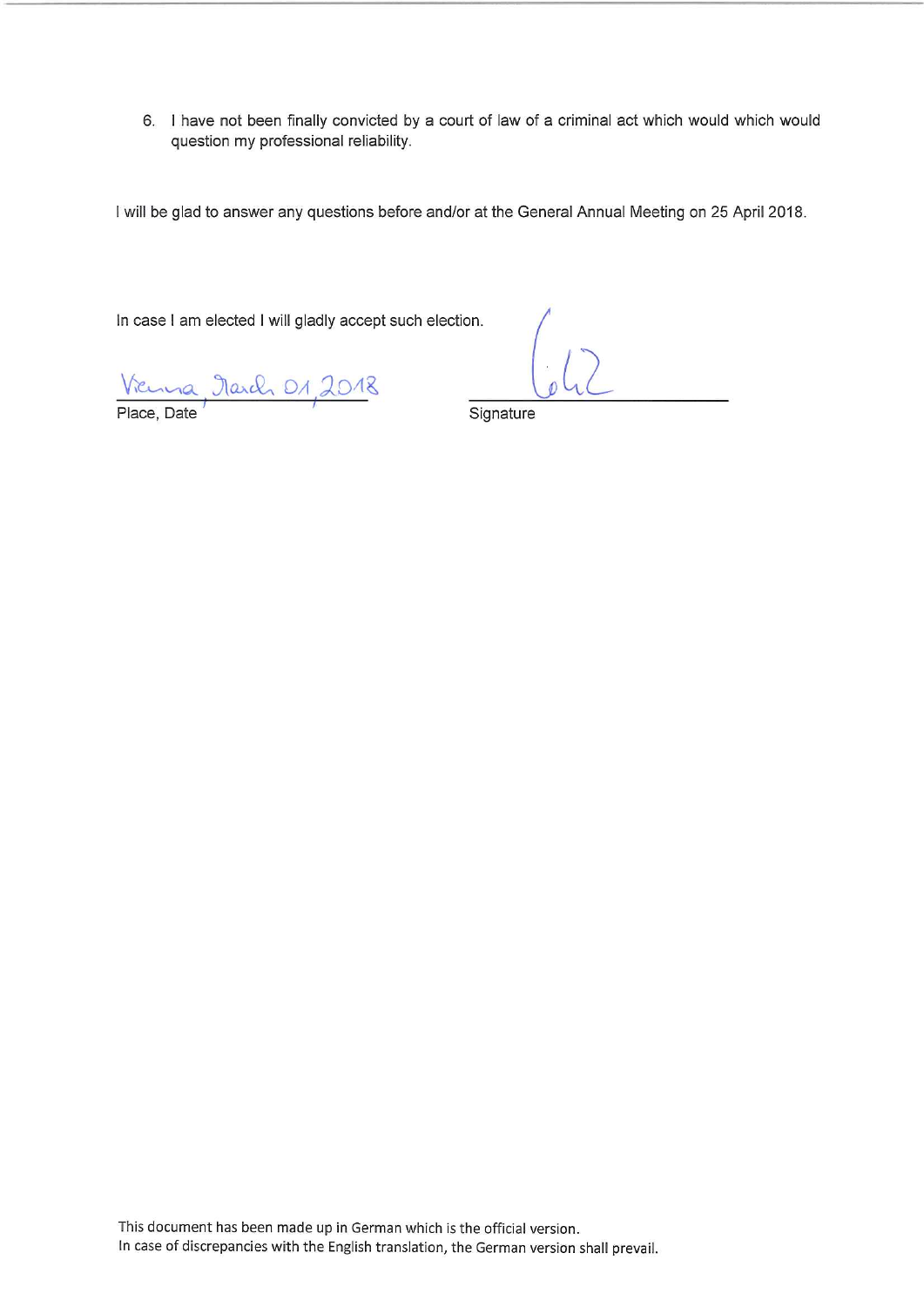6. I have not been finally convicted by a court of law of a criminal act which would which would question my professional reliability.

I will be glad to answer any questions before and/or at the General Annual Meeting on 25 April 2018.

In case I am elected I will gladly accept such election.

Vienna, March 01, 2018
Place, Date

Signature

This document has been made up in German which is the official version.
In case of discrepancies with the English translation, the German version shall prevail.